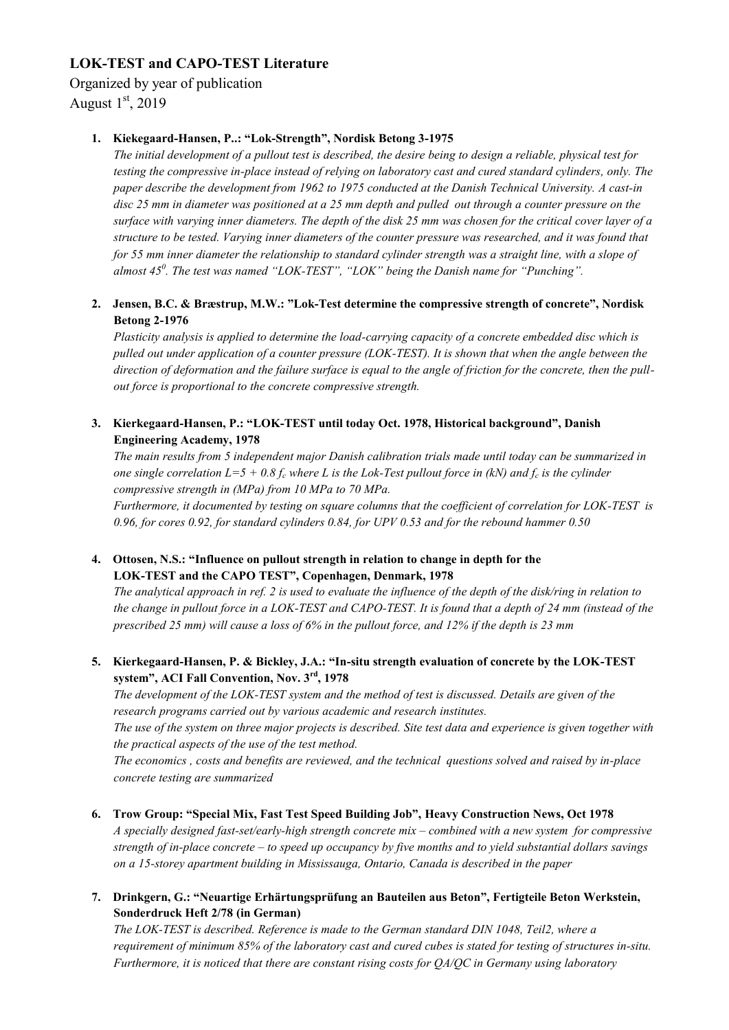# LOK-TEST and CAPO-TEST Literature

Organized by year of publication

August 1st, 2019

1. **Kiekegaard-Hansen, P..: "Lok-Strength", Nordisk Betong 3-1975**
   *The initial development of a pullout test is described, the desire being to design a reliable, physical test for testing the compressive in-place instead of relying on laboratory cast and cured standard cylinders, only. The paper describe the development from 1962 to 1975 conducted at the Danish Technical University. A cast-in disc 25 mm in diameter was positioned at a 25 mm depth and pulled out through a counter pressure on the surface with varying inner diameters. The depth of the disk 25 mm was chosen for the critical cover layer of a structure to be tested. Varying inner diameters of the counter pressure was researched, and it was found that for 55 mm inner diameter the relationship to standard cylinder strength was a straight line, with a slope of almost 45$^0$. The test was named "LOK-TEST", "LOK" being the Danish name for "Punching".*

2. **Jensen, B.C. & Bræstrup, M.W.: "Lok-Test determine the compressive strength of concrete", Nordisk Betong 2-1976**
   *Plasticity analysis is applied to determine the load-carrying capacity of a concrete embedded disc which is pulled out under application of a counter pressure (LOK-TEST). It is shown that when the angle between the direction of deformation and the failure surface is equal to the angle of friction for the concrete, then the pull-out force is proportional to the concrete compressive strength.*

3. **Kierkegaard-Hansen, P.: "LOK-TEST until today Oct. 1978, Historical background", Danish Engineering Academy, 1978**
   *The main results from 5 independent major Danish calibration trials made until today can be summarized in one single correlation $L=5 + 0.8 f_c$ where L is the Lok-Test pullout force in (kN) and $f_c$ is the cylinder compressive strength in (MPa) from 10 MPa to 70 MPa.*
   *Furthermore, it documented by testing on square columns that the coefficient of correlation for LOK-TEST is 0.96, for cores 0.92, for standard cylinders 0.84, for UPV 0.53 and for the rebound hammer 0.50*

4. **Ottosen, N.S.: "Influence on pullout strength in relation to change in depth for the LOK-TEST and the CAPO TEST", Copenhagen, Denmark, 1978**
   *The analytical approach in ref. 2 is used to evaluate the influence of the depth of the disk/ring in relation to the change in pullout force in a LOK-TEST and CAPO-TEST. It is found that a depth of 24 mm (instead of the prescribed 25 mm) will cause a loss of 6% in the pullout force, and 12% if the depth is 23 mm*

5. **Kierkegaard-Hansen, P. & Bickley, J.A.: "In-situ strength evaluation of concrete by the LOK-TEST system", ACI Fall Convention, Nov. 3rd, 1978**
   *The development of the LOK-TEST system and the method of test is discussed. Details are given of the research programs carried out by various academic and research institutes.*
   *The use of the system on three major projects is described. Site test data and experience is given together with the practical aspects of the use of the test method.*
   *The economics , costs and benefits are reviewed, and the technical questions solved and raised by in-place concrete testing are summarized*

6. **Trow Group: "Special Mix, Fast Test Speed Building Job", Heavy Construction News, Oct 1978**
   *A specially designed fast-set/early-high strength concrete mix – combined with a new system for compressive strength of in-place concrete – to speed up occupancy by five months and to yield substantial dollars savings on a 15-storey apartment building in Mississauga, Ontario, Canada is described in the paper*

7. **Drinkgern, G.: "Neuartige Erhärtungsprüfung an Bauteilen aus Beton", Fertigteile Beton Werkstein, Sonderdruck Heft 2/78 (in German)**
   *The LOK-TEST is described. Reference is made to the German standard DIN 1048, Teil2, where a requirement of minimum 85% of the laboratory cast and cured cubes is stated for testing of structures in-situ. Furthermore, it is noticed that there are constant rising costs for QA/QC in Germany using laboratory*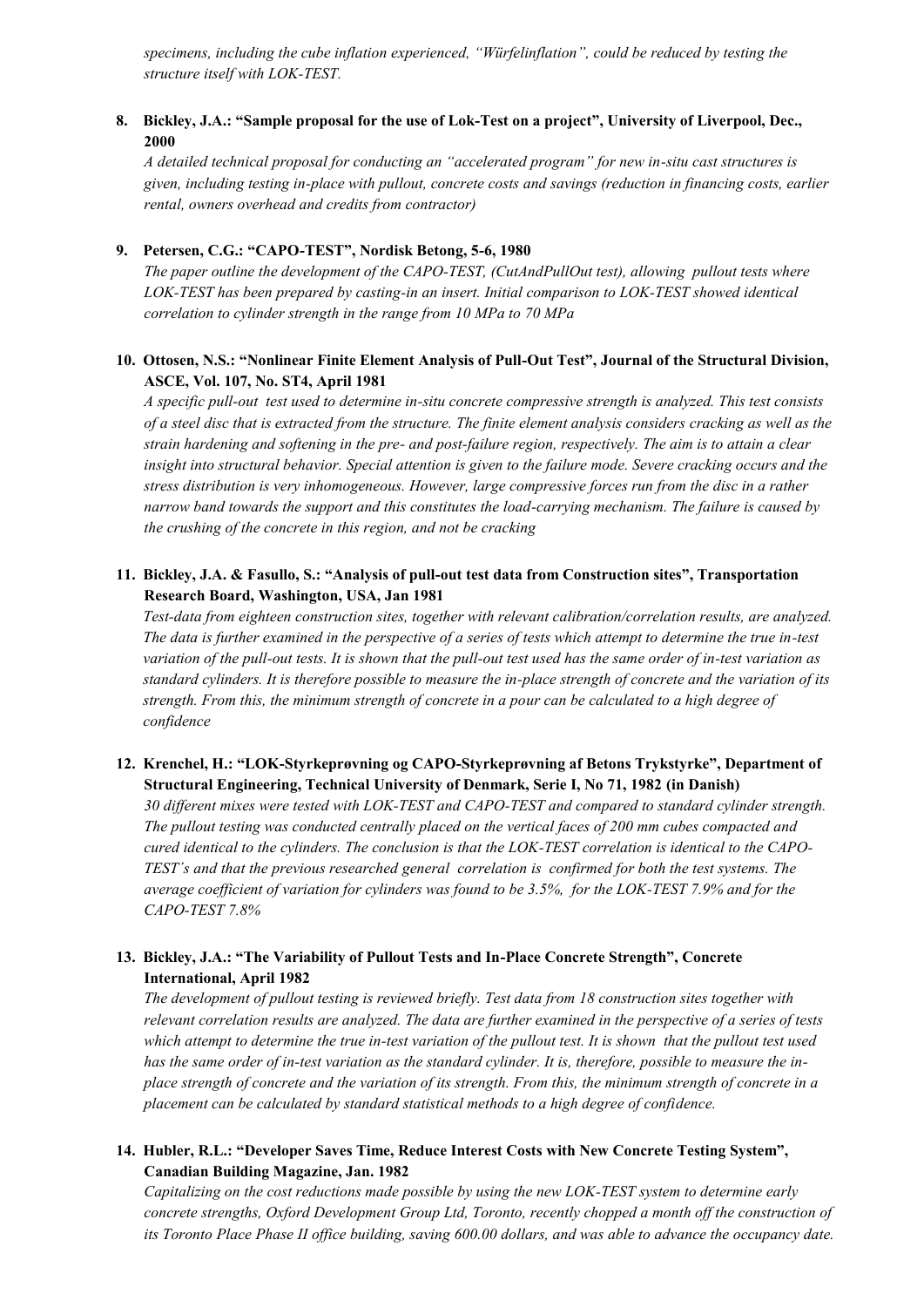*specimens, including the cube inflation experienced, "Würfelinflation", could be reduced by testing the structure itself with LOK-TEST.*

8. **Bickley, J.A.: "Sample proposal for the use of Lok-Test on a project", University of Liverpool, Dec., 2000**
   *A detailed technical proposal for conducting an "accelerated program" for new in-situ cast structures is given, including testing in-place with pullout, concrete costs and savings (reduction in financing costs, earlier rental, owners overhead and credits from contractor)*

9. **Petersen, C.G.: "CAPO-TEST", Nordisk Betong, 5-6, 1980**
   *The paper outline the development of the CAPO-TEST, (CutAndPullOut test), allowing pullout tests where LOK-TEST has been prepared by casting-in an insert. Initial comparison to LOK-TEST showed identical correlation to cylinder strength in the range from 10 MPa to 70 MPa*

10. **Ottosen, N.S.: "Nonlinear Finite Element Analysis of Pull-Out Test", Journal of the Structural Division, ASCE, Vol. 107, No. ST4, April 1981**
    *A specific pull-out test used to determine in-situ concrete compressive strength is analyzed. This test consists of a steel disc that is extracted from the structure. The finite element analysis considers cracking as well as the strain hardening and softening in the pre- and post-failure region, respectively. The aim is to attain a clear insight into structural behavior. Special attention is given to the failure mode. Severe cracking occurs and the stress distribution is very inhomogeneous. However, large compressive forces run from the disc in a rather narrow band towards the support and this constitutes the load-carrying mechanism. The failure is caused by the crushing of the concrete in this region, and not be cracking*

11. **Bickley, J.A. & Fasullo, S.: "Analysis of pull-out test data from Construction sites", Transportation Research Board, Washington, USA, Jan 1981**
    *Test-data from eighteen construction sites, together with relevant calibration/correlation results, are analyzed. The data is further examined in the perspective of a series of tests which attempt to determine the true in-test variation of the pull-out tests. It is shown that the pull-out test used has the same order of in-test variation as standard cylinders. It is therefore possible to measure the in-place strength of concrete and the variation of its strength. From this, the minimum strength of concrete in a pour can be calculated to a high degree of confidence*

12. **Krenchel, H.: "LOK-Styrkeprøvning og CAPO-Styrkeprøvning af Betons Trykstyrke", Department of Structural Engineering, Technical University of Denmark, Serie I, No 71, 1982 (in Danish)**
    *30 different mixes were tested with LOK-TEST and CAPO-TEST and compared to standard cylinder strength. The pullout testing was conducted centrally placed on the vertical faces of 200 mm cubes compacted and cured identical to the cylinders. The conclusion is that the LOK-TEST correlation is identical to the CAPO-TEST´s and that the previous researched general correlation is confirmed for both the test systems. The average coefficient of variation for cylinders was found to be 3.5%, for the LOK-TEST 7.9% and for the CAPO-TEST 7.8%*

13. **Bickley, J.A.: "The Variability of Pullout Tests and In-Place Concrete Strength", Concrete International, April 1982**
    *The development of pullout testing is reviewed briefly. Test data from 18 construction sites together with relevant correlation results are analyzed. The data are further examined in the perspective of a series of tests which attempt to determine the true in-test variation of the pullout test. It is shown that the pullout test used has the same order of in-test variation as the standard cylinder. It is, therefore, possible to measure the in-place strength of concrete and the variation of its strength. From this, the minimum strength of concrete in a placement can be calculated by standard statistical methods to a high degree of confidence.*

14. **Hubler, R.L.: "Developer Saves Time, Reduce Interest Costs with New Concrete Testing System", Canadian Building Magazine, Jan. 1982**
    *Capitalizing on the cost reductions made possible by using the new LOK-TEST system to determine early concrete strengths, Oxford Development Group Ltd, Toronto, recently chopped a month off the construction of its Toronto Place Phase II office building, saving 600.00 dollars, and was able to advance the occupancy date.*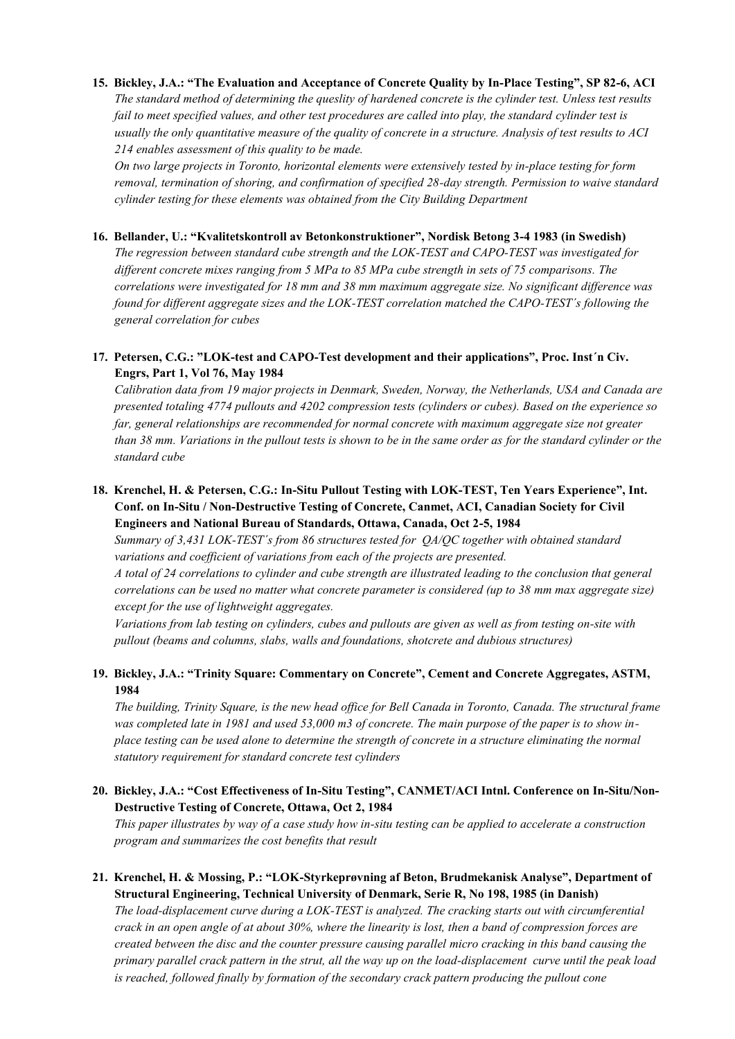15. **Bickley, J.A.: "The Evaluation and Acceptance of Concrete Quality by In-Place Testing", SP 82-6, ACI**
*The standard method of determining the queslity of hardened concrete is the cylinder test. Unless test results fail to meet specified values, and other test procedures are called into play, the standard cylinder test is usually the only quantitative measure of the quality of concrete in a structure. Analysis of test results to ACI 214 enables assessment of this quality to be made.*
*On two large projects in Toronto, horizontal elements were extensively tested by in-place testing for form removal, termination of shoring, and confirmation of specified 28-day strength. Permission to waive standard cylinder testing for these elements was obtained from the City Building Department*

16. **Bellander, U.: "Kvalitetskontroll av Betonkonstruktioner", Nordisk Betong 3-4 1983 (in Swedish)**
*The regression between standard cube strength and the LOK-TEST and CAPO-TEST was investigated for different concrete mixes ranging from 5 MPa to 85 MPa cube strength in sets of 75 comparisons. The correlations were investigated for 18 mm and 38 mm maximum aggregate size. No significant difference was found for different aggregate sizes and the LOK-TEST correlation matched the CAPO-TEST´s following the general correlation for cubes*

17. **Petersen, C.G.: "LOK-test and CAPO-Test development and their applications", Proc. Inst´n Civ. Engrs, Part 1, Vol 76, May 1984**
*Calibration data from 19 major projects in Denmark, Sweden, Norway, the Netherlands, USA and Canada are presented totaling 4774 pullouts and 4202 compression tests (cylinders or cubes). Based on the experience so far, general relationships are recommended for normal concrete with maximum aggregate size not greater than 38 mm. Variations in the pullout tests is shown to be in the same order as for the standard cylinder or the standard cube*

18. **Krenchel, H. & Petersen, C.G.: In-Situ Pullout Testing with LOK-TEST, Ten Years Experience", Int. Conf. on In-Situ / Non-Destructive Testing of Concrete, Canmet, ACI, Canadian Society for Civil Engineers and National Bureau of Standards, Ottawa, Canada, Oct 2-5, 1984**
*Summary of 3,431 LOK-TEST´s from 86 structures tested for QA/QC together with obtained standard variations and coefficient of variations from each of the projects are presented.*
*A total of 24 correlations to cylinder and cube strength are illustrated leading to the conclusion that general correlations can be used no matter what concrete parameter is considered (up to 38 mm max aggregate size) except for the use of lightweight aggregates.*
*Variations from lab testing on cylinders, cubes and pullouts are given as well as from testing on-site with pullout (beams and columns, slabs, walls and foundations, shotcrete and dubious structures)*

19. **Bickley, J.A.: "Trinity Square: Commentary on Concrete", Cement and Concrete Aggregates, ASTM, 1984**
*The building, Trinity Square, is the new head office for Bell Canada in Toronto, Canada. The structural frame was completed late in 1981 and used 53,000 m3 of concrete. The main purpose of the paper is to show in-place testing can be used alone to determine the strength of concrete in a structure eliminating the normal statutory requirement for standard concrete test cylinders*

20. **Bickley, J.A.: "Cost Effectiveness of In-Situ Testing", CANMET/ACI Intnl. Conference on In-Situ/Non-Destructive Testing of Concrete, Ottawa, Oct 2, 1984**
*This paper illustrates by way of a case study how in-situ testing can be applied to accelerate a construction program and summarizes the cost benefits that result*

21. **Krenchel, H. & Mossing, P.: "LOK-Styrkeprøvning af Beton, Brudmekanisk Analyse", Department of Structural Engineering, Technical University of Denmark, Serie R, No 198, 1985 (in Danish)**
*The load-displacement curve during a LOK-TEST is analyzed. The cracking starts out with circumferential crack in an open angle of at about 30%, where the linearity is lost, then a band of compression forces are created between the disc and the counter pressure causing parallel micro cracking in this band causing the primary parallel crack pattern in the strut, all the way up on the load-displacement curve until the peak load is reached, followed finally by formation of the secondary crack pattern producing the pullout cone*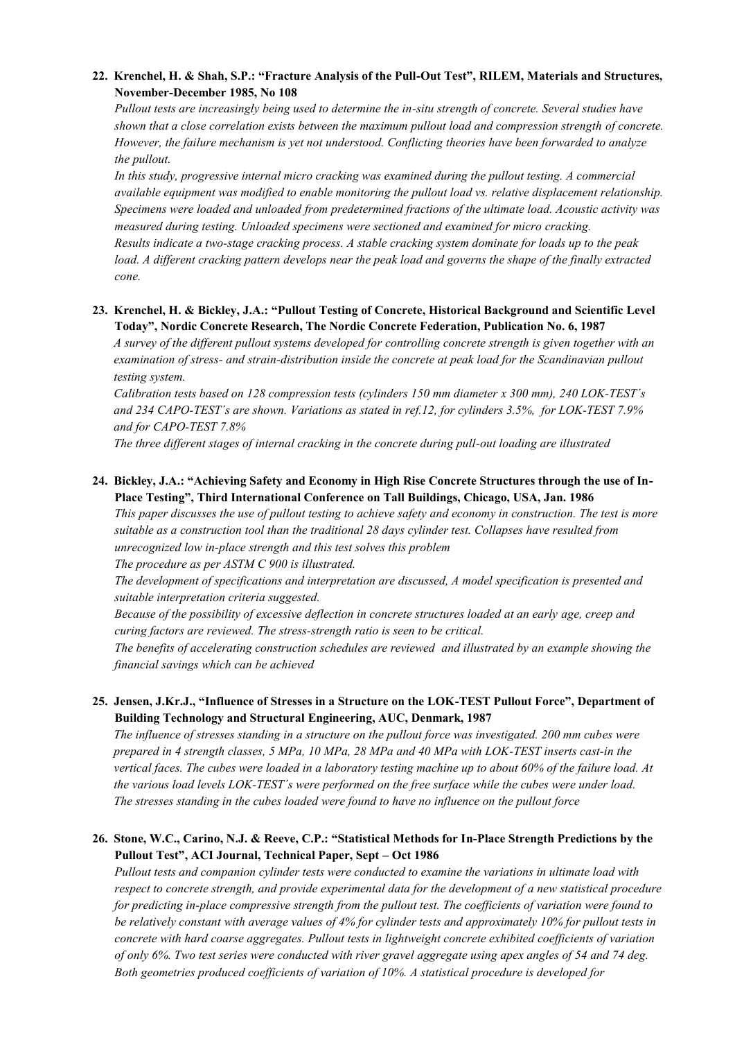**22. Krenchel, H. & Shah, S.P.: "Fracture Analysis of the Pull-Out Test", RILEM, Materials and Structures, November-December 1985, No 108**

*Pullout tests are increasingly being used to determine the in-situ strength of concrete. Several studies have shown that a close correlation exists between the maximum pullout load and compression strength of concrete. However, the failure mechanism is yet not understood. Conflicting theories have been forwarded to analyze the pullout.*

*In this study, progressive internal micro cracking was examined during the pullout testing. A commercial available equipment was modified to enable monitoring the pullout load vs. relative displacement relationship. Specimens were loaded and unloaded from predetermined fractions of the ultimate load. Acoustic activity was measured during testing. Unloaded specimens were sectioned and examined for micro cracking.*

*Results indicate a two-stage cracking process. A stable cracking system dominate for loads up to the peak load. A different cracking pattern develops near the peak load and governs the shape of the finally extracted cone.*

**23. Krenchel, H. & Bickley, J.A.: "Pullout Testing of Concrete, Historical Background and Scientific Level Today", Nordic Concrete Research, The Nordic Concrete Federation, Publication No. 6, 1987**

*A survey of the different pullout systems developed for controlling concrete strength is given together with an examination of stress- and strain-distribution inside the concrete at peak load for the Scandinavian pullout testing system.*

*Calibration tests based on 128 compression tests (cylinders 150 mm diameter x 300 mm), 240 LOK-TEST´s and 234 CAPO-TEST´s are shown. Variations as stated in ref.12, for cylinders 3.5%, for LOK-TEST 7.9% and for CAPO-TEST 7.8%*

*The three different stages of internal cracking in the concrete during pull-out loading are illustrated*

**24. Bickley, J.A.: "Achieving Safety and Economy in High Rise Concrete Structures through the use of In-Place Testing", Third International Conference on Tall Buildings, Chicago, USA, Jan. 1986**

*This paper discusses the use of pullout testing to achieve safety and economy in construction. The test is more suitable as a construction tool than the traditional 28 days cylinder test. Collapses have resulted from unrecognized low in-place strength and this test solves this problem*

*The procedure as per ASTM C 900 is illustrated.*

*The development of specifications and interpretation are discussed, A model specification is presented and suitable interpretation criteria suggested.*

*Because of the possibility of excessive deflection in concrete structures loaded at an early age, creep and curing factors are reviewed. The stress-strength ratio is seen to be critical.*

*The benefits of accelerating construction schedules are reviewed and illustrated by an example showing the financial savings which can be achieved*

**25. Jensen, J.Kr.J., "Influence of Stresses in a Structure on the LOK-TEST Pullout Force", Department of Building Technology and Structural Engineering, AUC, Denmark, 1987**

*The influence of stresses standing in a structure on the pullout force was investigated. 200 mm cubes were prepared in 4 strength classes, 5 MPa, 10 MPa, 28 MPa and 40 MPa with LOK-TEST inserts cast-in the vertical faces. The cubes were loaded in a laboratory testing machine up to about 60% of the failure load. At the various load levels LOK-TEST´s were performed on the free surface while the cubes were under load. The stresses standing in the cubes loaded were found to have no influence on the pullout force*

**26. Stone, W.C., Carino, N.J. & Reeve, C.P.: "Statistical Methods for In-Place Strength Predictions by the Pullout Test", ACI Journal, Technical Paper, Sept – Oct 1986**

*Pullout tests and companion cylinder tests were conducted to examine the variations in ultimate load with respect to concrete strength, and provide experimental data for the development of a new statistical procedure for predicting in-place compressive strength from the pullout test. The coefficients of variation were found to be relatively constant with average values of 4% for cylinder tests and approximately 10% for pullout tests in concrete with hard coarse aggregates. Pullout tests in lightweight concrete exhibited coefficients of variation of only 6%. Two test series were conducted with river gravel aggregate using apex angles of 54 and 74 deg. Both geometries produced coefficients of variation of 10%. A statistical procedure is developed for*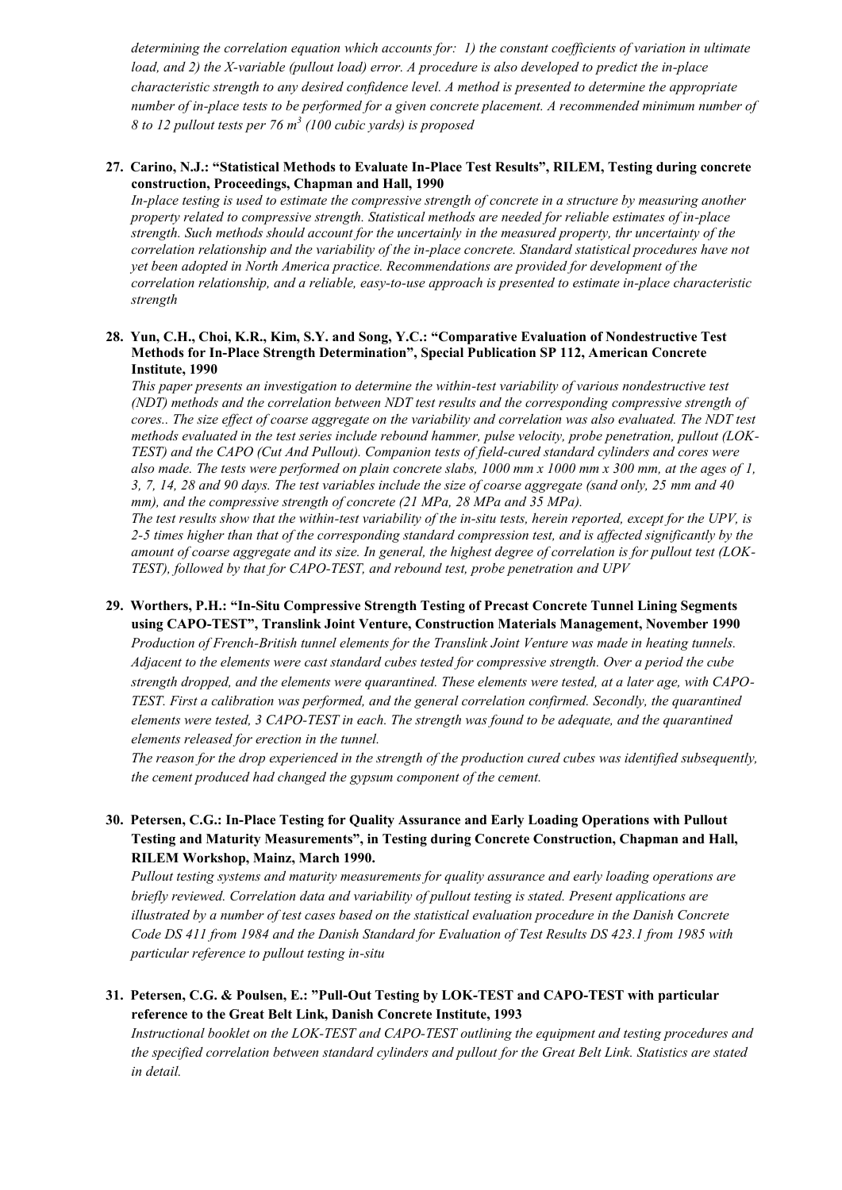*determining the correlation equation which accounts for: 1) the constant coefficients of variation in ultimate load, and 2) the X-variable (pullout load) error. A procedure is also developed to predict the in-place characteristic strength to any desired confidence level. A method is presented to determine the appropriate number of in-place tests to be performed for a given concrete placement. A recommended minimum number of 8 to 12 pullout tests per 76 $m^3$ (100 cubic yards) is proposed*

**27. Carino, N.J.: "Statistical Methods to Evaluate In-Place Test Results", RILEM, Testing during concrete construction, Proceedings, Chapman and Hall, 1990**

*In-place testing is used to estimate the compressive strength of concrete in a structure by measuring another property related to compressive strength. Statistical methods are needed for reliable estimates of in-place strength. Such methods should account for the uncertainly in the measured property, thr uncertainty of the correlation relationship and the variability of the in-place concrete. Standard statistical procedures have not yet been adopted in North America practice. Recommendations are provided for development of the correlation relationship, and a reliable, easy-to-use approach is presented to estimate in-place characteristic strength*

**28. Yun, C.H., Choi, K.R., Kim, S.Y. and Song, Y.C.: "Comparative Evaluation of Nondestructive Test Methods for In-Place Strength Determination", Special Publication SP 112, American Concrete Institute, 1990**

*This paper presents an investigation to determine the within-test variability of various nondestructive test (NDT) methods and the correlation between NDT test results and the corresponding compressive strength of cores.. The size effect of coarse aggregate on the variability and correlation was also evaluated. The NDT test methods evaluated in the test series include rebound hammer, pulse velocity, probe penetration, pullout (LOK-TEST) and the CAPO (Cut And Pullout). Companion tests of field-cured standard cylinders and cores were also made. The tests were performed on plain concrete slabs, 1000 mm x 1000 mm x 300 mm, at the ages of 1, 3, 7, 14, 28 and 90 days. The test variables include the size of coarse aggregate (sand only, 25 mm and 40 mm), and the compressive strength of concrete (21 MPa, 28 MPa and 35 MPa).*

*The test results show that the within-test variability of the in-situ tests, herein reported, except for the UPV, is 2-5 times higher than that of the corresponding standard compression test, and is affected significantly by the amount of coarse aggregate and its size. In general, the highest degree of correlation is for pullout test (LOK-TEST), followed by that for CAPO-TEST, and rebound test, probe penetration and UPV*

**29. Worthers, P.H.: "In-Situ Compressive Strength Testing of Precast Concrete Tunnel Lining Segments using CAPO-TEST", Translink Joint Venture, Construction Materials Management, November 1990**

*Production of French-British tunnel elements for the Translink Joint Venture was made in heating tunnels. Adjacent to the elements were cast standard cubes tested for compressive strength. Over a period the cube strength dropped, and the elements were quarantined. These elements were tested, at a later age, with CAPO-TEST. First a calibration was performed, and the general correlation confirmed. Secondly, the quarantined elements were tested, 3 CAPO-TEST in each. The strength was found to be adequate, and the quarantined elements released for erection in the tunnel.*

*The reason for the drop experienced in the strength of the production cured cubes was identified subsequently, the cement produced had changed the gypsum component of the cement.*

**30. Petersen, C.G.: In-Place Testing for Quality Assurance and Early Loading Operations with Pullout Testing and Maturity Measurements", in Testing during Concrete Construction, Chapman and Hall, RILEM Workshop, Mainz, March 1990.**

*Pullout testing systems and maturity measurements for quality assurance and early loading operations are briefly reviewed. Correlation data and variability of pullout testing is stated. Present applications are illustrated by a number of test cases based on the statistical evaluation procedure in the Danish Concrete Code DS 411 from 1984 and the Danish Standard for Evaluation of Test Results DS 423.1 from 1985 with particular reference to pullout testing in-situ*

**31. Petersen, C.G. & Poulsen, E.: "Pull-Out Testing by LOK-TEST and CAPO-TEST with particular reference to the Great Belt Link, Danish Concrete Institute, 1993**

*Instructional booklet on the LOK-TEST and CAPO-TEST outlining the equipment and testing procedures and the specified correlation between standard cylinders and pullout for the Great Belt Link. Statistics are stated in detail.*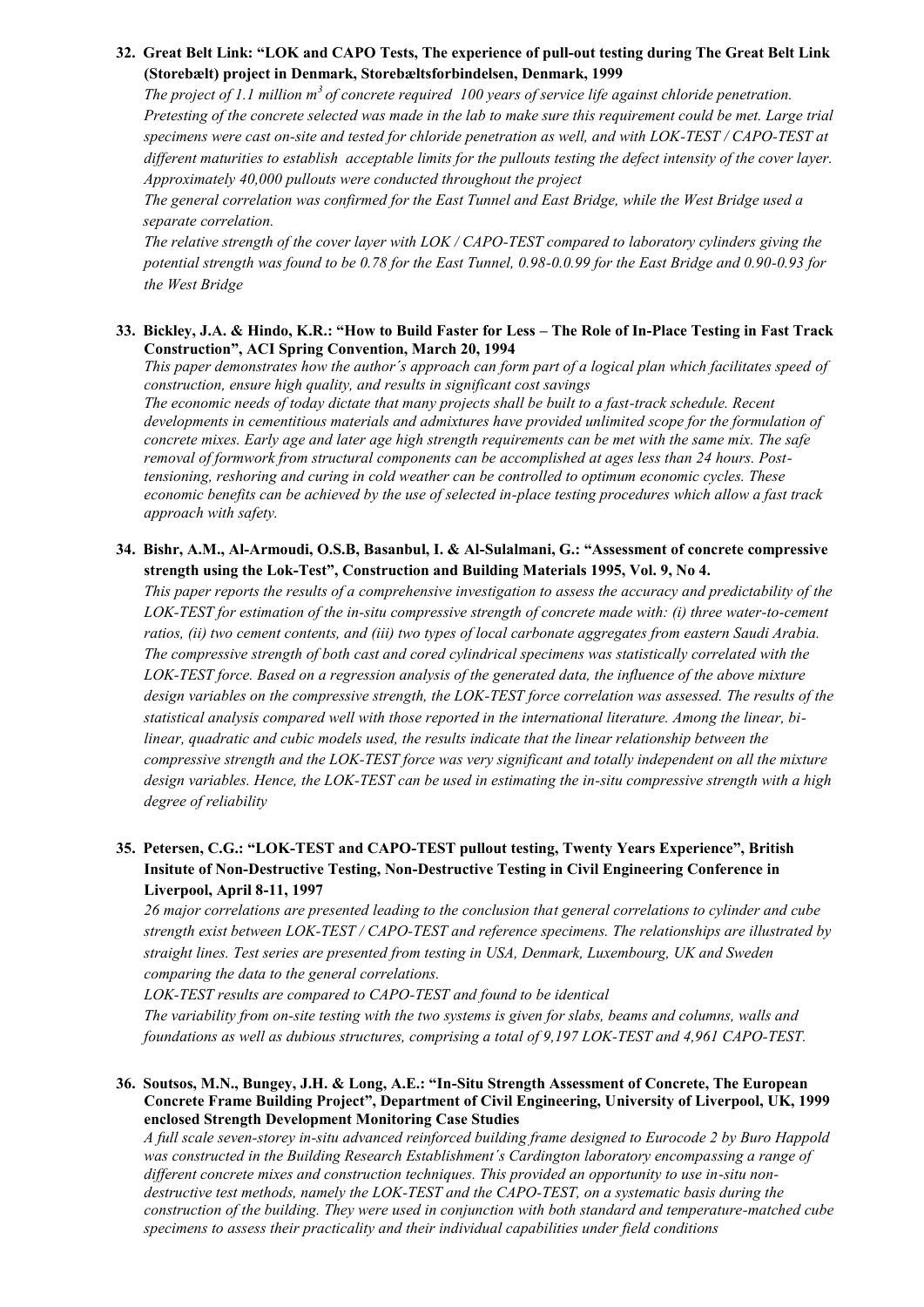**32. Great Belt Link: "LOK and CAPO Tests, The experience of pull-out testing during The Great Belt Link (Storebælt) project in Denmark, Storebæltsforbindelsen, Denmark, 1999**

*The project of 1.1 million m$^3$ of concrete required 100 years of service life against chloride penetration. Pretesting of the concrete selected was made in the lab to make sure this requirement could be met. Large trial specimens were cast on-site and tested for chloride penetration as well, and with LOK-TEST / CAPO-TEST at different maturities to establish acceptable limits for the pullouts testing the defect intensity of the cover layer. Approximately 40,000 pullouts were conducted throughout the project*

*The general correlation was confirmed for the East Tunnel and East Bridge, while the West Bridge used a separate correlation.*

*The relative strength of the cover layer with LOK / CAPO-TEST compared to laboratory cylinders giving the potential strength was found to be 0.78 for the East Tunnel, 0.98-0.0.99 for the East Bridge and 0.90-0.93 for the West Bridge*

**33. Bickley, J.A. & Hindo, K.R.: "How to Build Faster for Less – The Role of In-Place Testing in Fast Track Construction", ACI Spring Convention, March 20, 1994**

*This paper demonstrates how the author´s approach can form part of a logical plan which facilitates speed of construction, ensure high quality, and results in significant cost savings*

*The economic needs of today dictate that many projects shall be built to a fast-track schedule. Recent developments in cementitious materials and admixtures have provided unlimited scope for the formulation of concrete mixes. Early age and later age high strength requirements can be met with the same mix. The safe removal of formwork from structural components can be accomplished at ages less than 24 hours. Post-tensioning, reshoring and curing in cold weather can be controlled to optimum economic cycles. These economic benefits can be achieved by the use of selected in-place testing procedures which allow a fast track approach with safety.*

**34. Bishr, A.M., Al-Armoudi, O.S.B, Basanbul, I. & Al-Sulalmani, G.: "Assessment of concrete compressive strength using the Lok-Test", Construction and Building Materials 1995, Vol. 9, No 4.**

*This paper reports the results of a comprehensive investigation to assess the accuracy and predictability of the LOK-TEST for estimation of the in-situ compressive strength of concrete made with: (i) three water-to-cement ratios, (ii) two cement contents, and (iii) two types of local carbonate aggregates from eastern Saudi Arabia. The compressive strength of both cast and cored cylindrical specimens was statistically correlated with the LOK-TEST force. Based on a regression analysis of the generated data, the influence of the above mixture design variables on the compressive strength, the LOK-TEST force correlation was assessed. The results of the statistical analysis compared well with those reported in the international literature. Among the linear, bi-linear, quadratic and cubic models used, the results indicate that the linear relationship between the compressive strength and the LOK-TEST force was very significant and totally independent on all the mixture design variables. Hence, the LOK-TEST can be used in estimating the in-situ compressive strength with a high degree of reliability*

**35. Petersen, C.G.: "LOK-TEST and CAPO-TEST pullout testing, Twenty Years Experience", British Insitute of Non-Destructive Testing, Non-Destructive Testing in Civil Engineering Conference in Liverpool, April 8-11, 1997**

*26 major correlations are presented leading to the conclusion that general correlations to cylinder and cube strength exist between LOK-TEST / CAPO-TEST and reference specimens. The relationships are illustrated by straight lines. Test series are presented from testing in USA, Denmark, Luxembourg, UK and Sweden comparing the data to the general correlations.*

*LOK-TEST results are compared to CAPO-TEST and found to be identical*

*The variability from on-site testing with the two systems is given for slabs, beams and columns, walls and foundations as well as dubious structures, comprising a total of 9,197 LOK-TEST and 4,961 CAPO-TEST.*

**36. Soutsos, M.N., Bungey, J.H. & Long, A.E.: "In-Situ Strength Assessment of Concrete, The European Concrete Frame Building Project", Department of Civil Engineering, University of Liverpool, UK, 1999 enclosed Strength Development Monitoring Case Studies**

*A full scale seven-storey in-situ advanced reinforced building frame designed to Eurocode 2 by Buro Happold was constructed in the Building Research Establishment´s Cardington laboratory encompassing a range of different concrete mixes and construction techniques. This provided an opportunity to use in-situ non-destructive test methods, namely the LOK-TEST and the CAPO-TEST, on a systematic basis during the construction of the building. They were used in conjunction with both standard and temperature-matched cube specimens to assess their practicality and their individual capabilities under field conditions*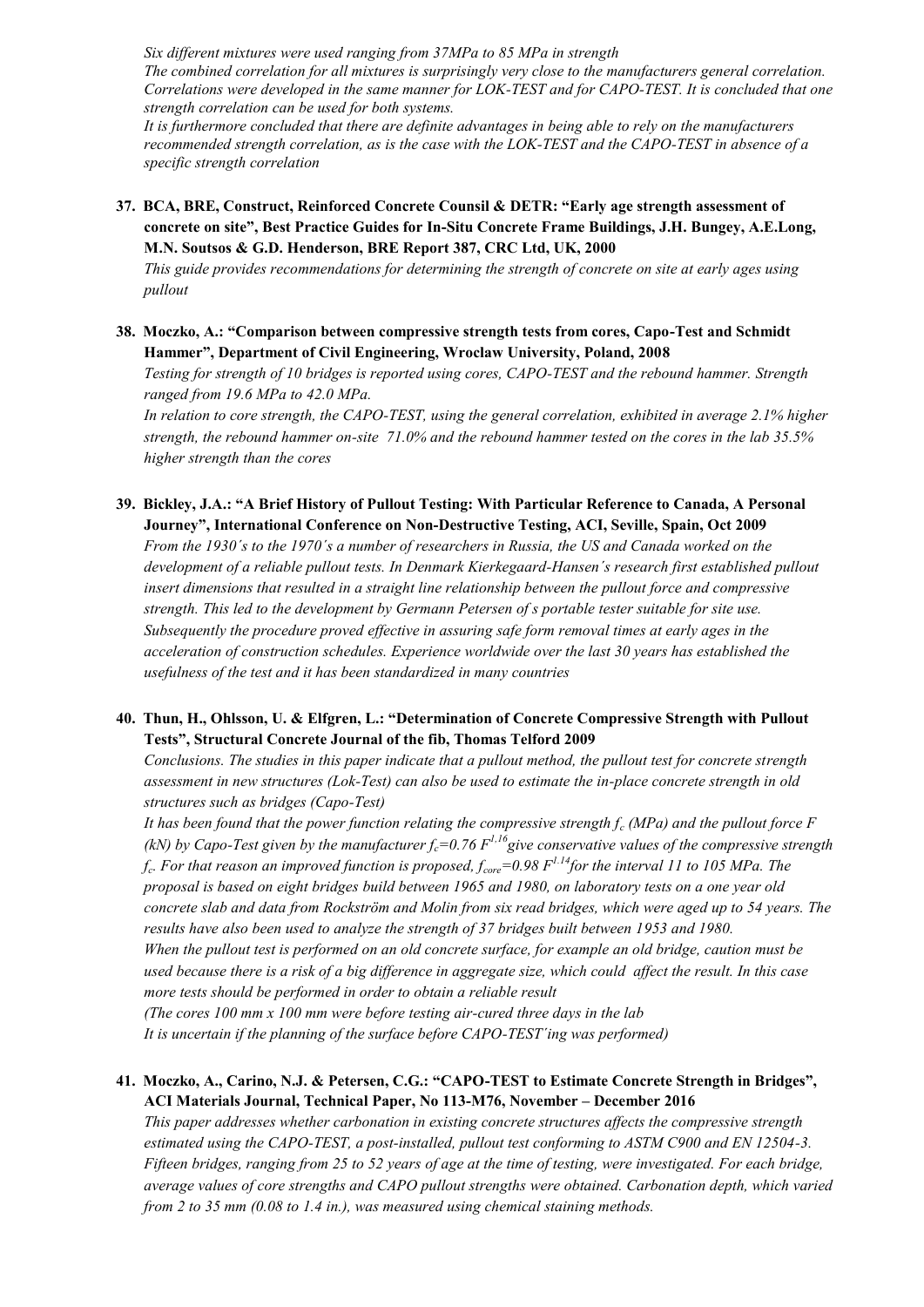*Six different mixtures were used ranging from 37MPa to 85 MPa in strength*
*The combined correlation for all mixtures is surprisingly very close to the manufacturers general correlation. Correlations were developed in the same manner for LOK-TEST and for CAPO-TEST. It is concluded that one strength correlation can be used for both systems.*
*It is furthermore concluded that there are definite advantages in being able to rely on the manufacturers recommended strength correlation, as is the case with the LOK-TEST and the CAPO-TEST in absence of a specific strength correlation*

**37. BCA, BRE, Construct, Reinforced Concrete Counsil & DETR: "Early age strength assessment of concrete on site", Best Practice Guides for In-Situ Concrete Frame Buildings, J.H. Bungey, A.E.Long, M.N. Soutsos & G.D. Henderson, BRE Report 387, CRC Ltd, UK, 2000**
*This guide provides recommendations for determining the strength of concrete on site at early ages using pullout*

**38. Moczko, A.: "Comparison between compressive strength tests from cores, Capo-Test and Schmidt Hammer", Department of Civil Engineering, Wroclaw University, Poland, 2008**
*Testing for strength of 10 bridges is reported using cores, CAPO-TEST and the rebound hammer. Strength ranged from 19.6 MPa to 42.0 MPa.*
*In relation to core strength, the CAPO-TEST, using the general correlation, exhibited in average 2.1% higher strength, the rebound hammer on-site 71.0% and the rebound hammer tested on the cores in the lab 35.5% higher strength than the cores*

**39. Bickley, J.A.: "A Brief History of Pullout Testing: With Particular Reference to Canada, A Personal Journey", International Conference on Non-Destructive Testing, ACI, Seville, Spain, Oct 2009**
*From the 1930´s to the 1970´s a number of researchers in Russia, the US and Canada worked on the development of a reliable pullout tests. In Denmark Kierkegaard-Hansen´s research first established pullout insert dimensions that resulted in a straight line relationship between the pullout force and compressive strength. This led to the development by Germann Petersen of s portable tester suitable for site use. Subsequently the procedure proved effective in assuring safe form removal times at early ages in the acceleration of construction schedules. Experience worldwide over the last 30 years has established the usefulness of the test and it has been standardized in many countries*

**40. Thun, H., Ohlsson, U. & Elfgren, L.: "Determination of Concrete Compressive Strength with Pullout Tests", Structural Concrete Journal of the fib, Thomas Telford 2009**
*Conclusions. The studies in this paper indicate that a pullout method, the pullout test for concrete strength assessment in new structures (Lok-Test) can also be used to estimate the in-place concrete strength in old structures such as bridges (Capo-Test)*
*It has been found that the power function relating the compressive strength $f_c$ (MPa) and the pullout force F (kN) by Capo-Test given by the manufacturer $f_c=0.76\,F^{1.16}$ give conservative values of the compressive strength $f_c$. For that reason an improved function is proposed, $f_{core}=0.98\,F^{1.14}$ for the interval 11 to 105 MPa. The proposal is based on eight bridges build between 1965 and 1980, on laboratory tests on a one year old concrete slab and data from Rockström and Molin from six read bridges, which were aged up to 54 years. The results have also been used to analyze the strength of 37 bridges built between 1953 and 1980.*
*When the pullout test is performed on an old concrete surface, for example an old bridge, caution must be used because there is a risk of a big difference in aggregate size, which could affect the result. In this case more tests should be performed in order to obtain a reliable result*
*(The cores 100 mm x 100 mm were before testing air-cured three days in the lab*
*It is uncertain if the planning of the surface before CAPO-TEST´ing was performed)*

**41. Moczko, A., Carino, N.J. & Petersen, C.G.: "CAPO-TEST to Estimate Concrete Strength in Bridges", ACI Materials Journal, Technical Paper, No 113-M76, November – December 2016**
*This paper addresses whether carbonation in existing concrete structures affects the compressive strength estimated using the CAPO-TEST, a post-installed, pullout test conforming to ASTM C900 and EN 12504-3. Fifteen bridges, ranging from 25 to 52 years of age at the time of testing, were investigated. For each bridge, average values of core strengths and CAPO pullout strengths were obtained. Carbonation depth, which varied from 2 to 35 mm (0.08 to 1.4 in.), was measured using chemical staining methods.*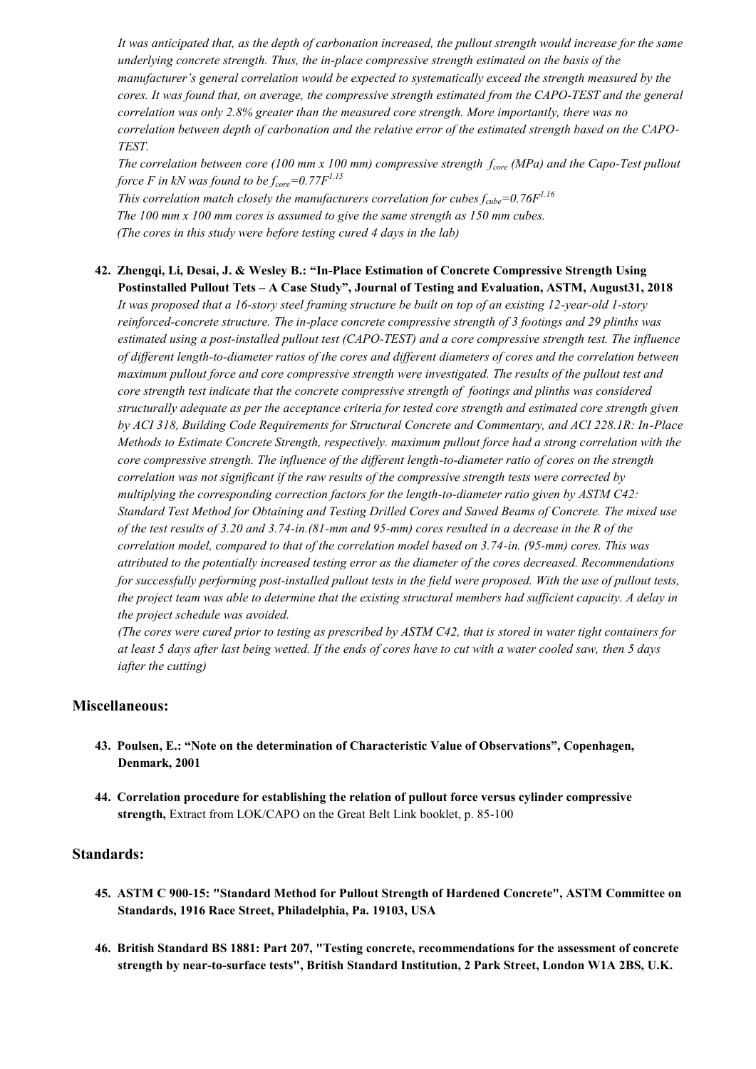*It was anticipated that, as the depth of carbonation increased, the pullout strength would increase for the same underlying concrete strength. Thus, the in-place compressive strength estimated on the basis of the manufacturer's general correlation would be expected to systematically exceed the strength measured by the cores. It was found that, on average, the compressive strength estimated from the CAPO-TEST and the general correlation was only 2.8% greater than the measured core strength. More importantly, there was no correlation between depth of carbonation and the relative error of the estimated strength based on the CAPO-TEST.*

*The correlation between core (100 mm x 100 mm) compressive strength $f_{core}$ (MPa) and the Capo-Test pullout force F in kN was found to be $f_{core}=0.77F^{1.15}$*

*This correlation match closely the manufacturers correlation for cubes $f_{cube}=0.76F^{1.16}$*

*The 100 mm x 100 mm cores is assumed to give the same strength as 150 mm cubes.*

*(The cores in this study were before testing cured 4 days in the lab)*

42. **Zhengqi, Li, Desai, J. & Wesley B.: "In-Place Estimation of Concrete Compressive Strength Using Postinstalled Pullout Tets – A Case Study", Journal of Testing and Evaluation, ASTM, August31, 2018**

    *It was proposed that a 16-story steel framing structure be built on top of an existing 12-year-old 1-story reinforced-concrete structure. The in-place concrete compressive strength of 3 footings and 29 plinths was estimated using a post-installed pullout test (CAPO-TEST) and a core compressive strength test. The influence of different length-to-diameter ratios of the cores and different diameters of cores and the correlation between maximum pullout force and core compressive strength were investigated. The results of the pullout test and core strength test indicate that the concrete compressive strength of footings and plinths was considered structurally adequate as per the acceptance criteria for tested core strength and estimated core strength given by ACI 318, Building Code Requirements for Structural Concrete and Commentary, and ACI 228.1R: In-Place Methods to Estimate Concrete Strength, respectively. maximum pullout force had a strong correlation with the core compressive strength. The influence of the different length-to-diameter ratio of cores on the strength correlation was not significant if the raw results of the compressive strength tests were corrected by multiplying the corresponding correction factors for the length-to-diameter ratio given by ASTM C42: Standard Test Method for Obtaining and Testing Drilled Cores and Sawed Beams of Concrete. The mixed use of the test results of 3.20 and 3.74-in.(81-mm and 95-mm) cores resulted in a decrease in the R of the correlation model, compared to that of the correlation model based on 3.74-in. (95-mm) cores. This was attributed to the potentially increased testing error as the diameter of the cores decreased. Recommendations for successfully performing post-installed pullout tests in the field were proposed. With the use of pullout tests, the project team was able to determine that the existing structural members had sufficient capacity. A delay in the project schedule was avoided.*

    *(The cores were cured prior to testing as prescribed by ASTM C42, that is stored in water tight containers for at least 5 days after last being wetted. If the ends of cores have to cut with a water cooled saw, then 5 days iafter the cutting)*

## Miscellaneous:

43. **Poulsen, E.: "Note on the determination of Characteristic Value of Observations", Copenhagen, Denmark, 2001**

44. **Correlation procedure for establishing the relation of pullout force versus cylinder compressive strength,** Extract from LOK/CAPO on the Great Belt Link booklet, p. 85-100

## Standards:

45. **ASTM C 900-15: "Standard Method for Pullout Strength of Hardened Concrete", ASTM Committee on Standards, 1916 Race Street, Philadelphia, Pa. 19103, USA**

46. **British Standard BS 1881: Part 207, "Testing concrete, recommendations for the assessment of concrete strength by near-to-surface tests", British Standard Institution, 2 Park Street, London W1A 2BS, U.K.**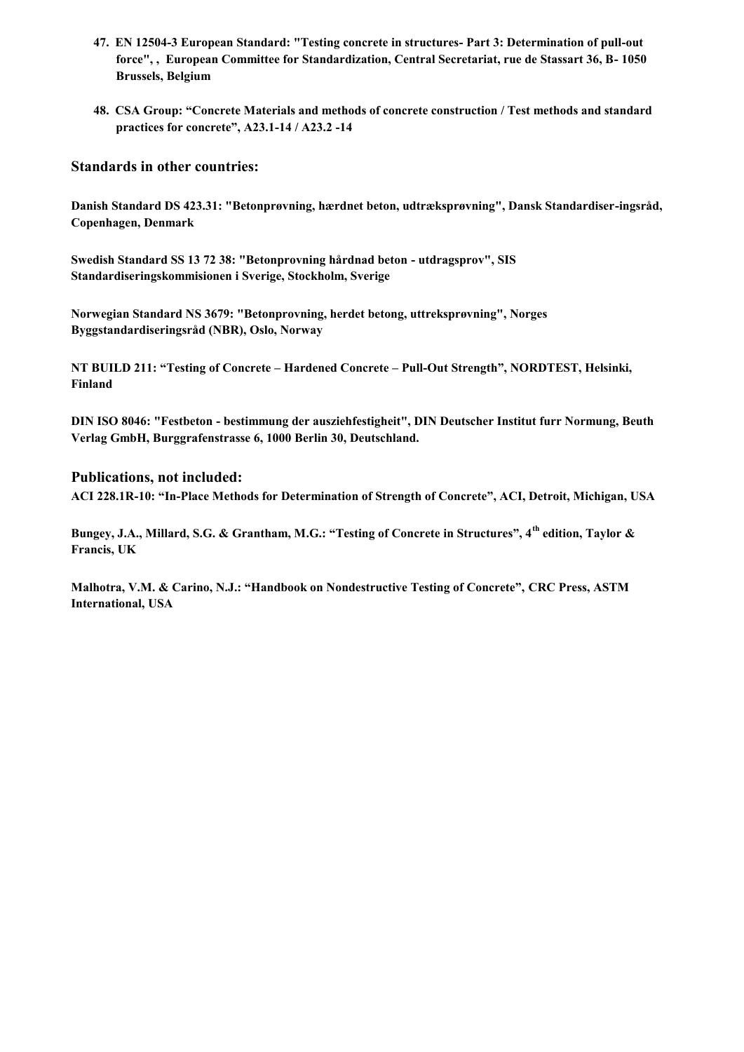47. **EN 12504-3 European Standard: "Testing concrete in structures- Part 3: Determination of pull-out force", , European Committee for Standardization, Central Secretariat, rue de Stassart 36, B- 1050 Brussels, Belgium**

48. **CSA Group: "Concrete Materials and methods of concrete construction / Test methods and standard practices for concrete", A23.1-14 / A23.2 -14**

## Standards in other countries:

**Danish Standard DS 423.31: "Betonprøvning, hærdnet beton, udtræksprøvning", Dansk Standardiser-ingsråd, Copenhagen, Denmark**

**Swedish Standard SS 13 72 38: "Betonprovning hårdnad beton - utdragsprov", SIS Standardiseringskommisionen i Sverige, Stockholm, Sverige**

**Norwegian Standard NS 3679: "Betonprovning, herdet betong, uttreksprøvning", Norges Byggstandardiseringsråd (NBR), Oslo, Norway**

**NT BUILD 211: "Testing of Concrete – Hardened Concrete – Pull-Out Strength", NORDTEST, Helsinki, Finland**

**DIN ISO 8046: "Festbeton - bestimmung der ausziehfestigheit", DIN Deutscher Institut furr Normung, Beuth Verlag GmbH, Burggrafenstrasse 6, 1000 Berlin 30, Deutschland.**

## Publications, not included:

**ACI 228.1R-10: "In-Place Methods for Determination of Strength of Concrete", ACI, Detroit, Michigan, USA**

**Bungey, J.A., Millard, S.G. & Grantham, M.G.: "Testing of Concrete in Structures", 4th edition, Taylor & Francis, UK**

**Malhotra, V.M. & Carino, N.J.: "Handbook on Nondestructive Testing of Concrete", CRC Press, ASTM International, USA**